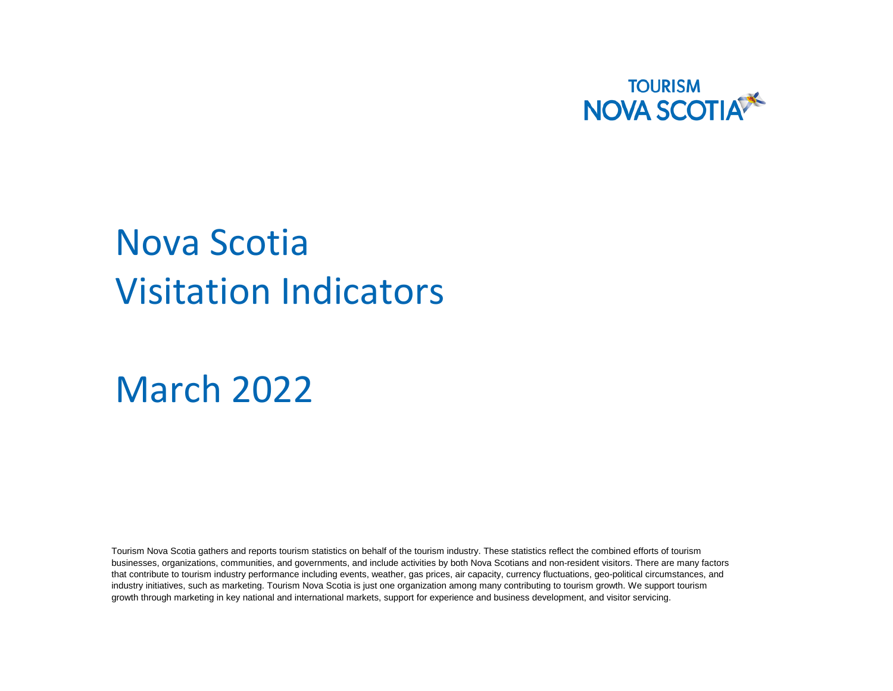TOURISM NOVA SCOTIA

# Nova Scotia Visitation Indicators

# March 2022

Tourism Nova Scotia gathers and reports tourism statistics on behalf of the tourism industry. These statistics reflect the combined efforts of tourism businesses, organizations, communities, and governments, and include activities by both Nova Scotians and non-resident visitors. There are many factors that contribute to tourism industry performance including events, weather, gas prices, air capacity, currency fluctuations, geo-political circumstances, and industry initiatives, such as marketing. Tourism Nova Scotia is just one organization among many contributing to tourism growth. We support tourism growth through marketing in key national and international markets, support for experience and business development, and visitor servicing.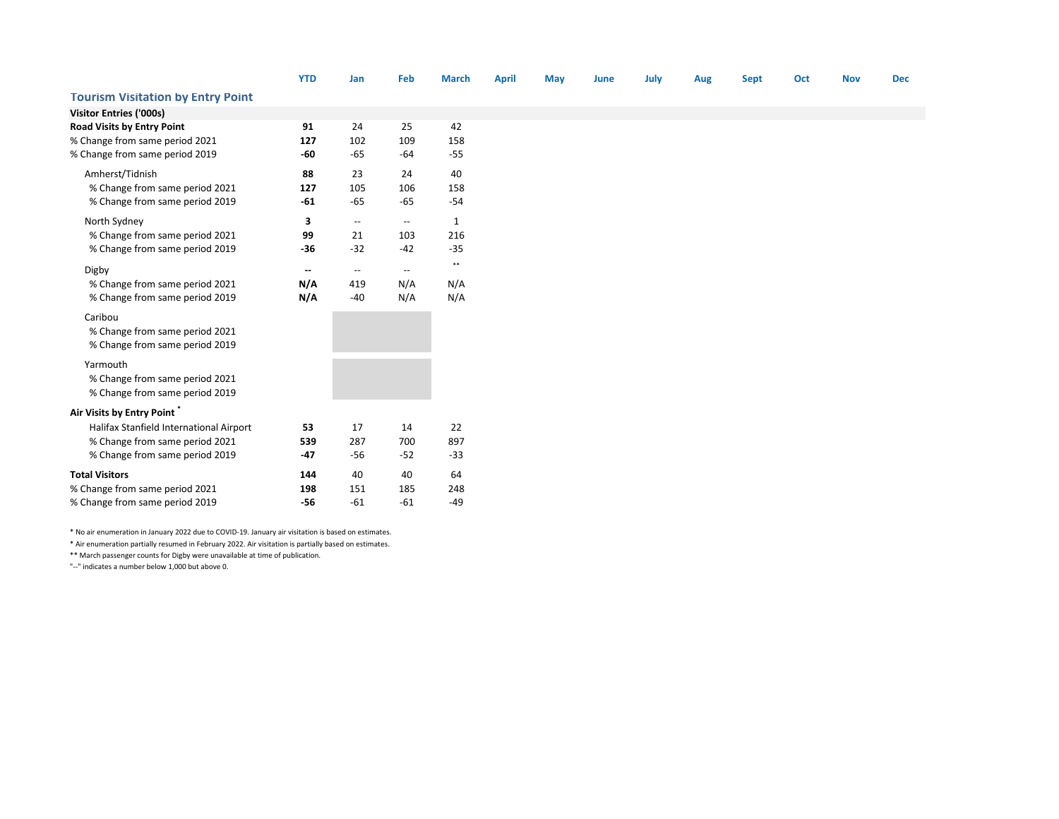| | YTD | Jan | Feb | March | April | May | June | July | Aug | Sept | Oct | Nov | Dec |
|---|---|---|---|---|---|---|---|---|---|---|---|---|---|
| **Tourism Visitation by Entry Point** | | | | | | | | | | | | | |
| **Visitor Entries ('000s)** | | | | | | | | | | | | | |
| **Road Visits by Entry Point** | **91** | 24 | 25 | 42 | | | | | | | | | |
| % Change from same period 2021 | **127** | 102 | 109 | 158 | | | | | | | | | |
| % Change from same period 2019 | **-60** | -65 | -64 | -55 | | | | | | | | | |
| Amherst/Tidnish | **88** | 23 | 24 | 40 | | | | | | | | | |
| % Change from same period 2021 | **127** | 105 | 106 | 158 | | | | | | | | | |
| % Change from same period 2019 | **-61** | -65 | -65 | -54 | | | | | | | | | |
| North Sydney | **3** | -- | -- | 1 | | | | | | | | | |
| % Change from same period 2021 | **99** | 21 | 103 | 216 | | | | | | | | | |
| % Change from same period 2019 | **-36** | -32 | -42 | -35 | | | | | | | | | |
| Digby | **--** | -- | -- | ** | | | | | | | | | |
| % Change from same period 2021 | **N/A** | 419 | N/A | N/A | | | | | | | | | |
| % Change from same period 2019 | **N/A** | -40 | N/A | N/A | | | | | | | | | |
| Caribou | | | | | | | | | | | | | |
| % Change from same period 2021 | | | | | | | | | | | | | |
| % Change from same period 2019 | | | | | | | | | | | | | |
| Yarmouth | | | | | | | | | | | | | |
| % Change from same period 2021 | | | | | | | | | | | | | |
| % Change from same period 2019 | | | | | | | | | | | | | |
| **Air Visits by Entry Point** * | | | | | | | | | | | | | |
| Halifax Stanfield International Airport | **53** | 17 | 14 | 22 | | | | | | | | | |
| % Change from same period 2021 | **539** | 287 | 700 | 897 | | | | | | | | | |
| % Change from same period 2019 | **-47** | -56 | -52 | -33 | | | | | | | | | |
| **Total Visitors** | **144** | 40 | 40 | 64 | | | | | | | | | |
| % Change from same period 2021 | **198** | 151 | 185 | 248 | | | | | | | | | |
| % Change from same period 2019 | **-56** | -61 | -61 | -49 | | | | | | | | | |

* No air enumeration in January 2022 due to COVID-19. January air visitation is based on estimates.

* Air enumeration partially resumed in February 2022. Air visitation is partially based on estimates.

** March passenger counts for Digby were unavailable at time of publication.

"--" indicates a number below 1,000 but above 0.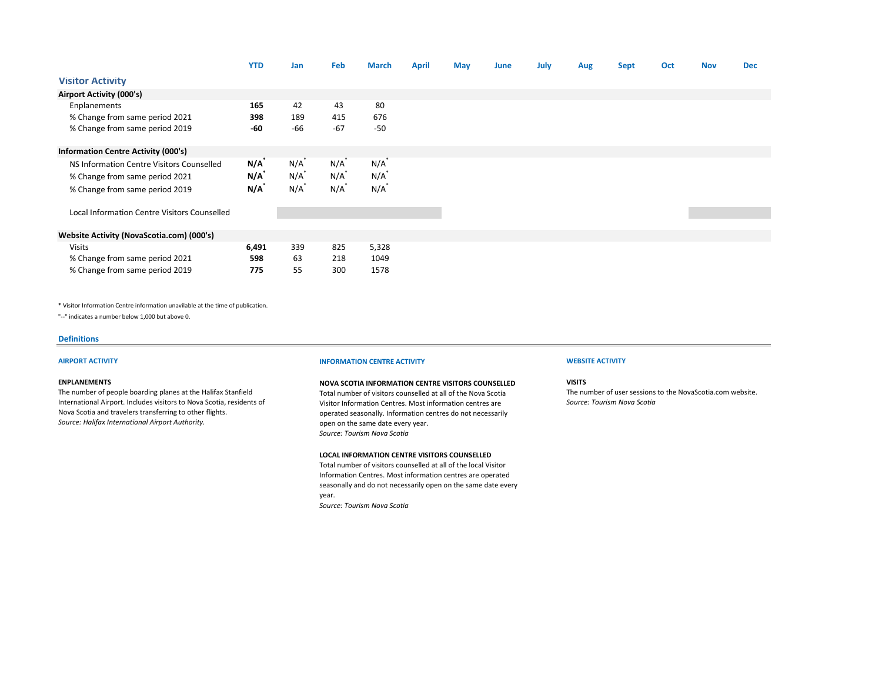| | YTD | Jan | Feb | March | April | May | June | July | Aug | Sept | Oct | Nov | Dec |
|---|---|---|---|---|---|---|---|---|---|---|---|---|---|
| **Visitor Activity** | | | | | | | | | | | | | |
| **Airport Activity (000's)** | | | | | | | | | | | | | |
| Enplanements | **165** | 42 | 43 | 80 | | | | | | | | | |
| % Change from same period 2021 | **398** | 189 | 415 | 676 | | | | | | | | | |
| % Change from same period 2019 | **-60** | -66 | -67 | -50 | | | | | | | | | |
| **Information Centre Activity (000's)** | | | | | | | | | | | | | |
| NS Information Centre Visitors Counselled | **N/A*** | N/A* | N/A* | N/A* | | | | | | | | | |
| % Change from same period 2021 | **N/A*** | N/A* | N/A* | N/A* | | | | | | | | | |
| % Change from same period 2019 | **N/A*** | N/A* | N/A* | N/A* | | | | | | | | | |
| Local Information Centre Visitors Counselled | | | | | | | | | | | | | |
| **Website Activity (NovaScotia.com) (000's)** | | | | | | | | | | | | | |
| Visits | **6,491** | 339 | 825 | 5,328 | | | | | | | | | |
| % Change from same period 2021 | **598** | 63 | 218 | 1049 | | | | | | | | | |
| % Change from same period 2019 | **775** | 55 | 300 | 1578 | | | | | | | | | |

* Visitor Information Centre information unavilable at the time of publication.

"--" indicates a number below 1,000 but above 0.

## Definitions

### AIRPORT ACTIVITY

**ENPLANEMENTS**

The number of people boarding planes at the Halifax Stanfield International Airport. Includes visitors to Nova Scotia, residents of Nova Scotia and travelers transferring to other flights.
*Source: Halifax International Airport Authority.*

### INFORMATION CENTRE ACTIVITY

**NOVA SCOTIA INFORMATION CENTRE VISITORS COUNSELLED**

Total number of visitors counselled at all of the Nova Scotia Visitor Information Centres. Most information centres are operated seasonally. Information centres do not necessarily open on the same date every year.
*Source: Tourism Nova Scotia*

**LOCAL INFORMATION CENTRE VISITORS COUNSELLED**

Total number of visitors counselled at all of the local Visitor Information Centres. Most information centres are operated seasonally and do not necessarily open on the same date every year.
*Source: Tourism Nova Scotia*

### WEBSITE ACTIVITY

**VISITS**

The number of user sessions to the NovaScotia.com website.
*Source: Tourism Nova Scotia*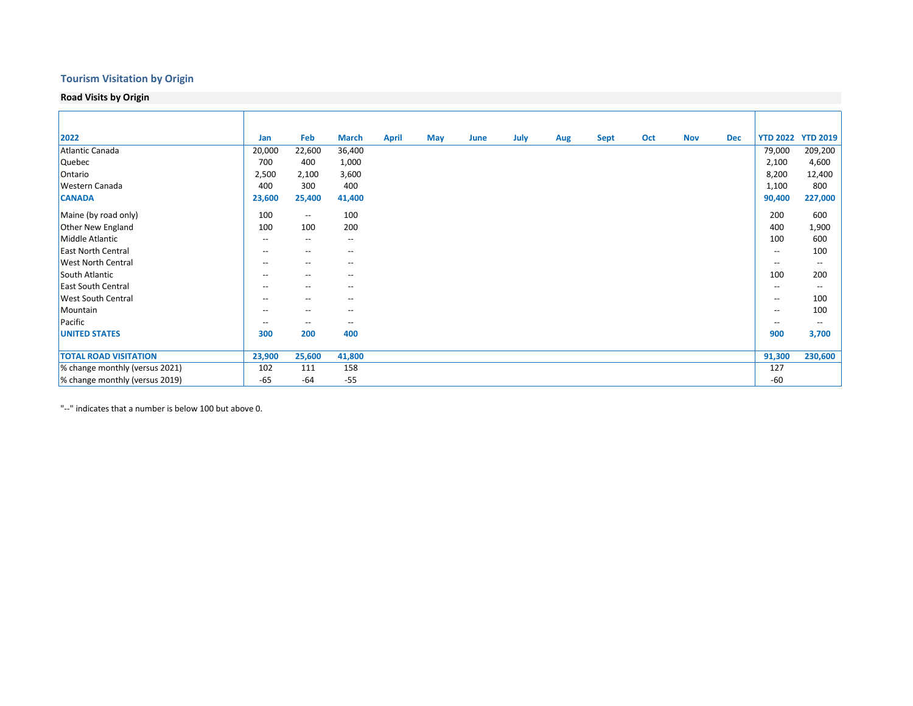## Tourism Visitation by Origin

### Road Visits by Origin

| 2022 | Jan | Feb | March | April | May | June | July | Aug | Sept | Oct | Nov | Dec | YTD 2022 | YTD 2019 |
|---|---|---|---|---|---|---|---|---|---|---|---|---|---|---|
| Atlantic Canada | 20,000 | 22,600 | 36,400 | | | | | | | | | | 79,000 | 209,200 |
| Quebec | 700 | 400 | 1,000 | | | | | | | | | | 2,100 | 4,600 |
| Ontario | 2,500 | 2,100 | 3,600 | | | | | | | | | | 8,200 | 12,400 |
| Western Canada | 400 | 300 | 400 | | | | | | | | | | 1,100 | 800 |
| **CANADA** | **23,600** | **25,400** | **41,400** | | | | | | | | | | **90,400** | **227,000** |
| Maine (by road only) | 100 | -- | 100 | | | | | | | | | | 200 | 600 |
| Other New England | 100 | 100 | 200 | | | | | | | | | | 400 | 1,900 |
| Middle Atlantic | -- | -- | -- | | | | | | | | | | 100 | 600 |
| East North Central | -- | -- | -- | | | | | | | | | | -- | 100 |
| West North Central | -- | -- | -- | | | | | | | | | | -- | -- |
| South Atlantic | -- | -- | -- | | | | | | | | | | 100 | 200 |
| East South Central | -- | -- | -- | | | | | | | | | | -- | -- |
| West South Central | -- | -- | -- | | | | | | | | | | -- | 100 |
| Mountain | -- | -- | -- | | | | | | | | | | -- | 100 |
| Pacific | -- | -- | -- | | | | | | | | | | -- | -- |
| **UNITED STATES** | **300** | **200** | **400** | | | | | | | | | | **900** | **3,700** |
| **TOTAL ROAD VISITATION** | **23,900** | **25,600** | **41,800** | | | | | | | | | | **91,300** | **230,600** |
| % change monthly (versus 2021) | 102 | 111 | 158 | | | | | | | | | | 127 | |
| % change monthly (versus 2019) | -65 | -64 | -55 | | | | | | | | | | -60 | |

"--" indicates that a number is below 100 but above 0.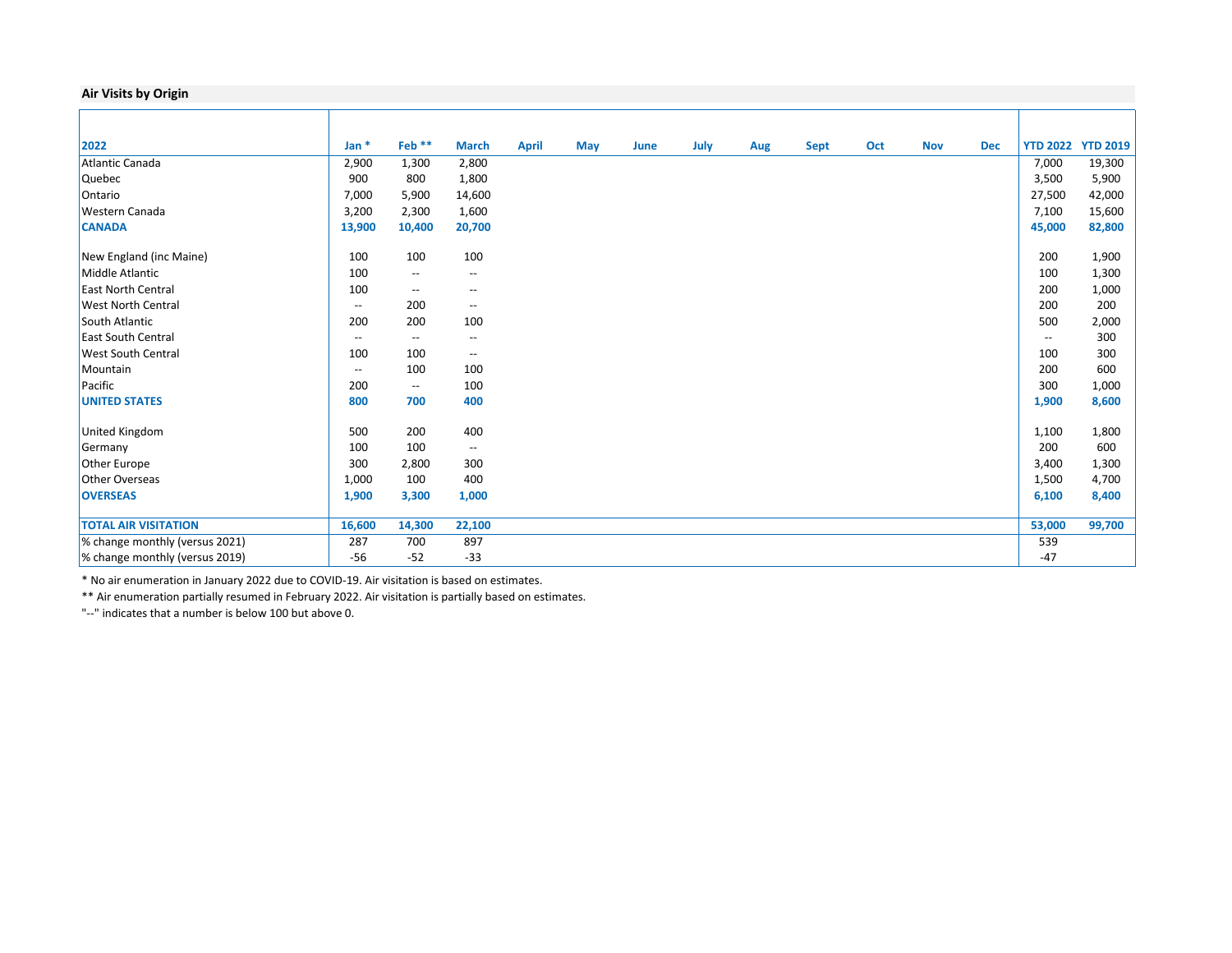## Air Visits by Origin

| 2022 | Jan * | Feb ** | March | April | May | June | July | Aug | Sept | Oct | Nov | Dec | YTD 2022 | YTD 2019 |
|---|---|---|---|---|---|---|---|---|---|---|---|---|---|---|
| Atlantic Canada | 2,900 | 1,300 | 2,800 | | | | | | | | | | 7,000 | 19,300 |
| Quebec | 900 | 800 | 1,800 | | | | | | | | | | 3,500 | 5,900 |
| Ontario | 7,000 | 5,900 | 14,600 | | | | | | | | | | 27,500 | 42,000 |
| Western Canada | 3,200 | 2,300 | 1,600 | | | | | | | | | | 7,100 | 15,600 |
| **CANADA** | **13,900** | **10,400** | **20,700** | | | | | | | | | | **45,000** | **82,800** |
| | | | | | | | | | | | | | | |
| New England (inc Maine) | 100 | 100 | 100 | | | | | | | | | | 200 | 1,900 |
| Middle Atlantic | 100 | -- | -- | | | | | | | | | | 100 | 1,300 |
| East North Central | 100 | -- | -- | | | | | | | | | | 200 | 1,000 |
| West North Central | -- | 200 | -- | | | | | | | | | | 200 | 200 |
| South Atlantic | 200 | 200 | 100 | | | | | | | | | | 500 | 2,000 |
| East South Central | -- | -- | -- | | | | | | | | | | -- | 300 |
| West South Central | 100 | 100 | -- | | | | | | | | | | 100 | 300 |
| Mountain | -- | 100 | 100 | | | | | | | | | | 200 | 600 |
| Pacific | 200 | -- | 100 | | | | | | | | | | 300 | 1,000 |
| **UNITED STATES** | **800** | **700** | **400** | | | | | | | | | | **1,900** | **8,600** |
| | | | | | | | | | | | | | | |
| United Kingdom | 500 | 200 | 400 | | | | | | | | | | 1,100 | 1,800 |
| Germany | 100 | 100 | -- | | | | | | | | | | 200 | 600 |
| Other Europe | 300 | 2,800 | 300 | | | | | | | | | | 3,400 | 1,300 |
| Other Overseas | 1,000 | 100 | 400 | | | | | | | | | | 1,500 | 4,700 |
| **OVERSEAS** | **1,900** | **3,300** | **1,000** | | | | | | | | | | **6,100** | **8,400** |
| | | | | | | | | | | | | | | |
| **TOTAL AIR VISITATION** | **16,600** | **14,300** | **22,100** | | | | | | | | | | **53,000** | **99,700** |
| % change monthly (versus 2021) | 287 | 700 | 897 | | | | | | | | | | 539 | |
| % change monthly (versus 2019) | -56 | -52 | -33 | | | | | | | | | | -47 | |

\* No air enumeration in January 2022 due to COVID-19. Air visitation is based on estimates.

** Air enumeration partially resumed in February 2022. Air visitation is partially based on estimates.

"--" indicates that a number is below 100 but above 0.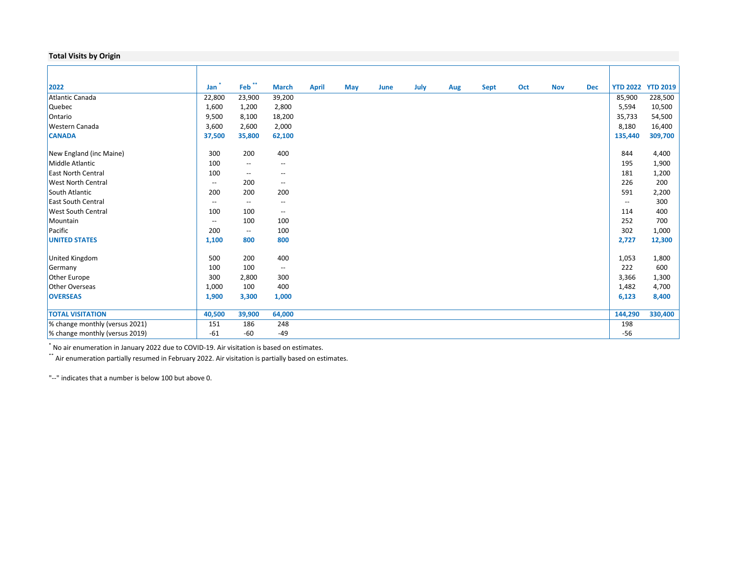**Total Visits by Origin**

| 2022 | Jan [*] | Feb [**] | March | April | May | June | July | Aug | Sept | Oct | Nov | Dec | YTD 2022 | YTD 2019 |
|---|---|---|---|---|---|---|---|---|---|---|---|---|---|---|
| Atlantic Canada | 22,800 | 23,900 | 39,200 | | | | | | | | | | 85,900 | 228,500 |
| Quebec | 1,600 | 1,200 | 2,800 | | | | | | | | | | 5,594 | 10,500 |
| Ontario | 9,500 | 8,100 | 18,200 | | | | | | | | | | 35,733 | 54,500 |
| Western Canada | 3,600 | 2,600 | 2,000 | | | | | | | | | | 8,180 | 16,400 |
| **CANADA** | **37,500** | **35,800** | **62,100** | | | | | | | | | | **135,440** | **309,700** |
| | | | | | | | | | | | | | | |
| New England (inc Maine) | 300 | 200 | 400 | | | | | | | | | | 844 | 4,400 |
| Middle Atlantic | 100 | -- | -- | | | | | | | | | | 195 | 1,900 |
| East North Central | 100 | -- | -- | | | | | | | | | | 181 | 1,200 |
| West North Central | -- | 200 | -- | | | | | | | | | | 226 | 200 |
| South Atlantic | 200 | 200 | 200 | | | | | | | | | | 591 | 2,200 |
| East South Central | -- | -- | -- | | | | | | | | | | -- | 300 |
| West South Central | 100 | 100 | -- | | | | | | | | | | 114 | 400 |
| Mountain | -- | 100 | 100 | | | | | | | | | | 252 | 700 |
| Pacific | 200 | -- | 100 | | | | | | | | | | 302 | 1,000 |
| **UNITED STATES** | **1,100** | **800** | **800** | | | | | | | | | | **2,727** | **12,300** |
| | | | | | | | | | | | | | | |
| United Kingdom | 500 | 200 | 400 | | | | | | | | | | 1,053 | 1,800 |
| Germany | 100 | 100 | -- | | | | | | | | | | 222 | 600 |
| Other Europe | 300 | 2,800 | 300 | | | | | | | | | | 3,366 | 1,300 |
| Other Overseas | 1,000 | 100 | 400 | | | | | | | | | | 1,482 | 4,700 |
| **OVERSEAS** | **1,900** | **3,300** | **1,000** | | | | | | | | | | **6,123** | **8,400** |
| | | | | | | | | | | | | | | |
| **TOTAL VISITATION** | **40,500** | **39,900** | **64,000** | | | | | | | | | | **144,290** | **330,400** |
| % change monthly (versus 2021) | 151 | 186 | 248 | | | | | | | | | | 198 | |
| % change monthly (versus 2019) | -61 | -60 | -49 | | | | | | | | | | -56 | |

[*] No air enumeration in January 2022 due to COVID-19. Air visitation is based on estimates.

[**] Air enumeration partially resumed in February 2022. Air visitation is partially based on estimates.

"--" indicates that a number is below 100 but above 0.